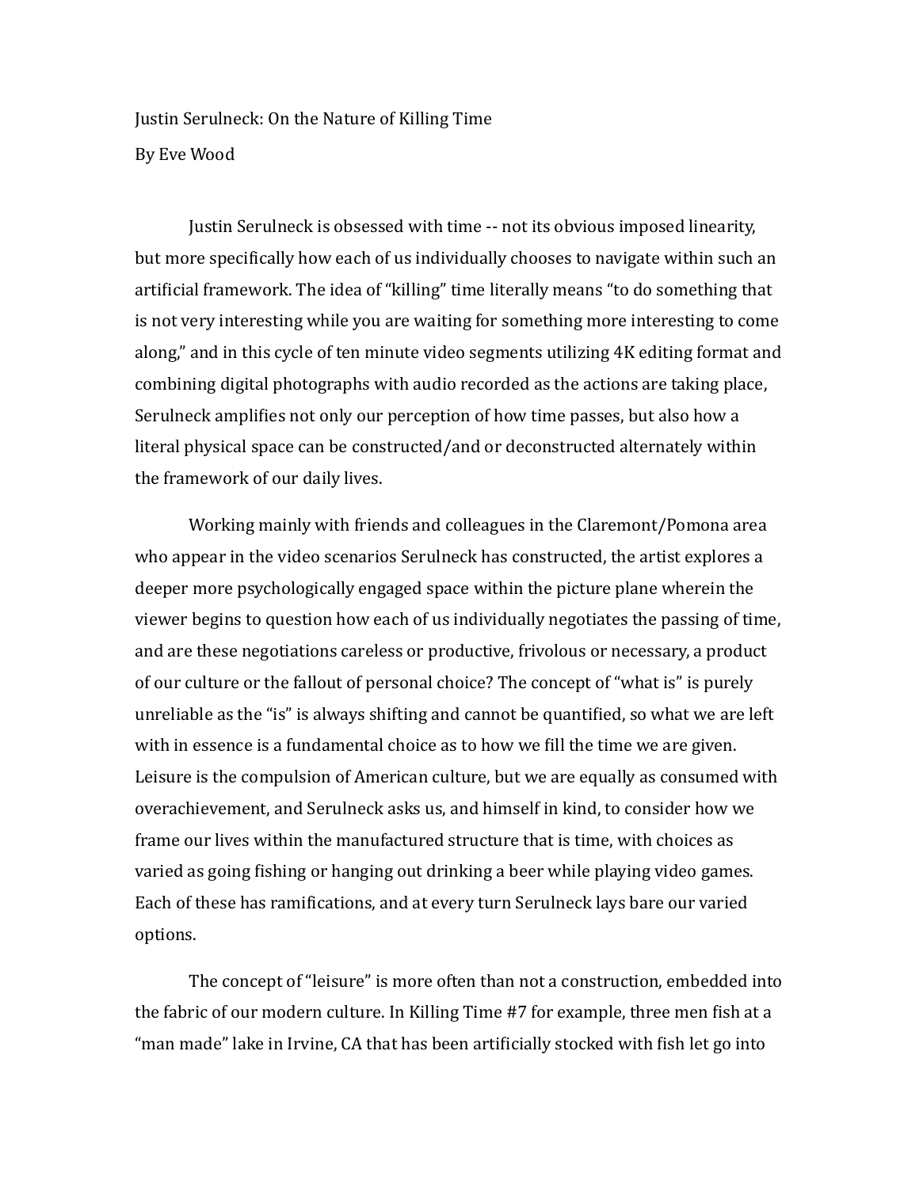Justin Serulneck: On the Nature of Killing Time

By Eve Wood

Justin Serulneck is obsessed with time -- not its obvious imposed linearity, but more specifically how each of us individually chooses to navigate within such an artificial framework. The idea of "killing" time literally means "to do something that is not very interesting while you are waiting for something more interesting to come along," and in this cycle of ten minute video segments utilizing 4K editing format and combining digital photographs with audio recorded as the actions are taking place, Serulneck amplifies not only our perception of how time passes, but also how a literal physical space can be constructed/and or deconstructed alternately within the framework of our daily lives.

Working mainly with friends and colleagues in the Claremont/Pomona area who appear in the video scenarios Serulneck has constructed, the artist explores a deeper more psychologically engaged space within the picture plane wherein the viewer begins to question how each of us individually negotiates the passing of time, and are these negotiations careless or productive, frivolous or necessary, a product of our culture or the fallout of personal choice? The concept of "what is" is purely unreliable as the "is" is always shifting and cannot be quantified, so what we are left with in essence is a fundamental choice as to how we fill the time we are given. Leisure is the compulsion of American culture, but we are equally as consumed with overachievement, and Serulneck asks us, and himself in kind, to consider how we frame our lives within the manufactured structure that is time, with choices as varied as going fishing or hanging out drinking a beer while playing video games. Each of these has ramifications, and at every turn Serulneck lays bare our varied options.

The concept of "leisure" is more often than not a construction, embedded into the fabric of our modern culture. In Killing Time #7 for example, three men fish at a "man made" lake in Irvine, CA that has been artificially stocked with fish let go into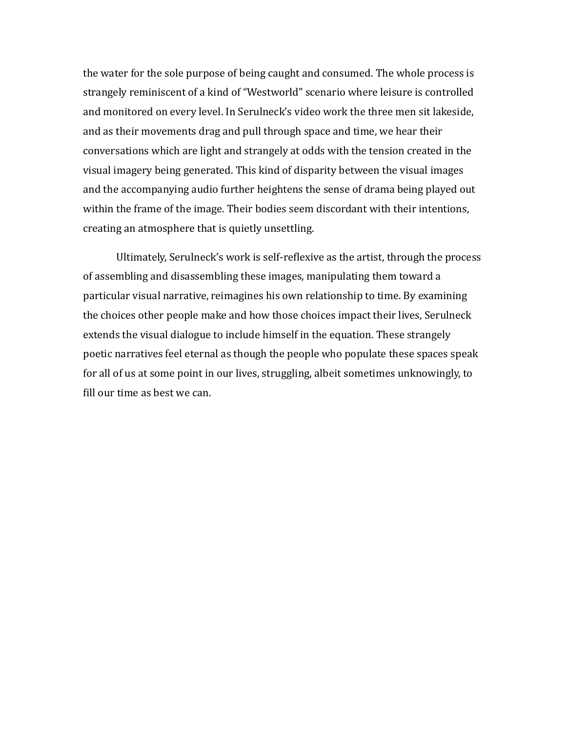the water for the sole purpose of being caught and consumed. The whole process is strangely reminiscent of a kind of "Westworld" scenario where leisure is controlled and monitored on every level. In Serulneck's video work the three men sit lakeside, and as their movements drag and pull through space and time, we hear their conversations which are light and strangely at odds with the tension created in the visual imagery being generated. This kind of disparity between the visual images and the accompanying audio further heightens the sense of drama being played out within the frame of the image. Their bodies seem discordant with their intentions, creating an atmosphere that is quietly unsettling.

Ultimately, Serulneck's work is self-reflexive as the artist, through the process of assembling and disassembling these images, manipulating them toward a particular visual narrative, reimagines his own relationship to time. By examining the choices other people make and how those choices impact their lives, Serulneck extends the visual dialogue to include himself in the equation. These strangely poetic narratives feel eternal as though the people who populate these spaces speak for all of us at some point in our lives, struggling, albeit sometimes unknowingly, to fill our time as best we can.